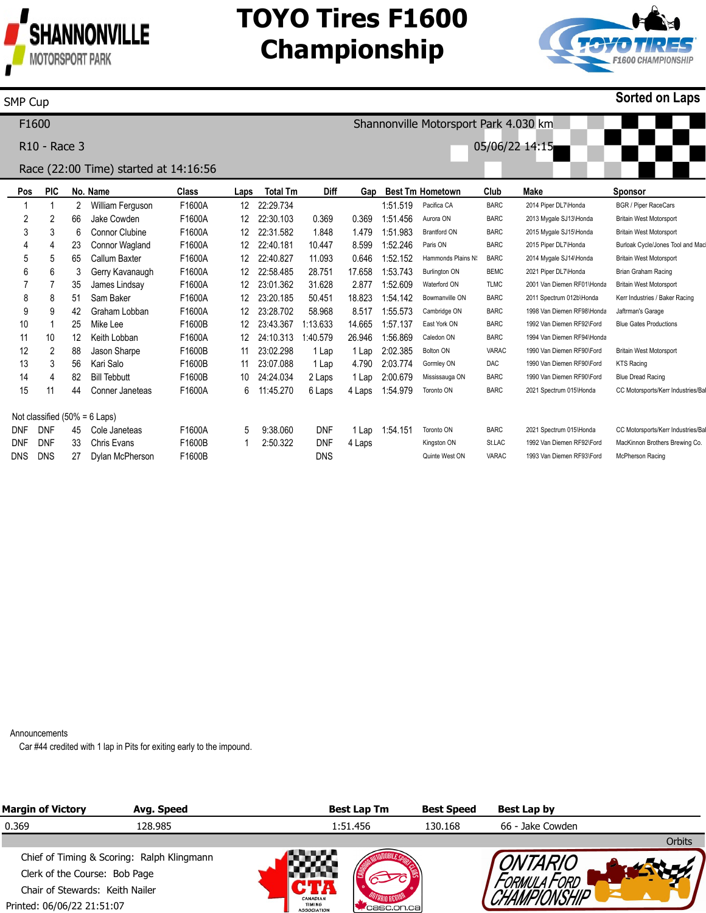# TOYO Tires F1600 Championship

SMP Cup

**Sorted on Laps**

F1600

Shannonville Motorsport Park 4.030 km

R10 - Race 3

05/06/22 14:15

Race (22:00 Time) started at 14:16:56

| Pos | PIC | No. | Name | Class | Laps | Total Tm | Diff | Gap | Best Tm | Hometown | Club | Make | Sponsor |
|---|---|---|---|---|---|---|---|---|---|---|---|---|---|
| 1 | 1 | 2 | William Ferguson | F1600A | 12 | 22:29.734 | | | 1:51.519 | Pacifica CA | BARC | 2014 Piper DL7\Honda | BGR / Piper RaceCars |
| 2 | 2 | 66 | Jake Cowden | F1600A | 12 | 22:30.103 | 0.369 | 0.369 | 1:51.456 | Aurora ON | BARC | 2013 Mygale SJ13\Honda | Britain West Motorsport |
| 3 | 3 | 6 | Connor Clubine | F1600A | 12 | 22:31.582 | 1.848 | 1.479 | 1:51.983 | Brantford ON | BARC | 2015 Mygale SJ15\Honda | Britain West Motorsport |
| 4 | 4 | 23 | Connor Wagland | F1600A | 12 | 22:40.181 | 10.447 | 8.599 | 1:52.246 | Paris ON | BARC | 2015 Piper DL7\Honda | Burloak Cycle/Jones Tool and Mac |
| 5 | 5 | 65 | Callum Baxter | F1600A | 12 | 22:40.827 | 11.093 | 0.646 | 1:52.152 | Hammonds Plains NS | BARC | 2014 Mygale SJ14\Honda | Britain West Motorsport |
| 6 | 6 | 3 | Gerry Kavanaugh | F1600A | 12 | 22:58.485 | 28.751 | 17.658 | 1:53.743 | Burlington ON | BEMC | 2021 Piper DL7\Honda | Brian Graham Racing |
| 7 | 7 | 35 | James Lindsay | F1600A | 12 | 23:01.362 | 31.628 | 2.877 | 1:52.609 | Waterford ON | TLMC | 2001 Van Diemen RF01\Honda | Britain West Motorsport |
| 8 | 8 | 51 | Sam Baker | F1600A | 12 | 23:20.185 | 50.451 | 18.823 | 1:54.142 | Bowmanville ON | BARC | 2011 Spectrum 012b\Honda | Kerr Industries / Baker Racing |
| 9 | 9 | 42 | Graham Lobban | F1600A | 12 | 23:28.702 | 58.968 | 8.517 | 1:55.573 | Cambridge ON | BARC | 1998 Van Diemen RF98\Honda | Jaftrman's Garage |
| 10 | 1 | 25 | Mike Lee | F1600B | 12 | 23:43.367 | 1:13.633 | 14.665 | 1:57.137 | East York ON | BARC | 1992 Van Diemen RF92\Ford | Blue Gates Productions |
| 11 | 10 | 12 | Keith Lobban | F1600A | 12 | 24:10.313 | 1:40.579 | 26.946 | 1:56.869 | Caledon ON | BARC | 1994 Van Diemen RF94\Honda | |
| 12 | 2 | 88 | Jason Sharpe | F1600B | 11 | 23:02.298 | 1 Lap | 1 Lap | 2:02.385 | Bolton ON | VARAC | 1990 Van Diemen RF90\Ford | Britain West Motorsport |
| 13 | 3 | 56 | Kari Salo | F1600B | 11 | 23:07.088 | 1 Lap | 4.790 | 2:03.774 | Gormley ON | DAC | 1990 Van Diemen RF90\Ford | KTS Racing |
| 14 | 4 | 82 | Bill Tebbutt | F1600B | 10 | 24:24.034 | 2 Laps | 1 Lap | 2:00.679 | Mississauga ON | BARC | 1990 Van Diemen RF90\Ford | Blue Dread Racing |
| 15 | 11 | 44 | Conner Janeteas | F1600A | 6 | 11:45.270 | 6 Laps | 4 Laps | 1:54.979 | Toronto ON | BARC | 2021 Spectrum 015\Honda | CC Motorsports/Kerr Industries/Ba |
| Not classified (50% = 6 Laps) | | | | | | | | | | | | | |
| DNF | DNF | 45 | Cole Janeteas | F1600A | 5 | 9:38.060 | DNF | 1 Lap | 1:54.151 | Toronto ON | BARC | 2021 Spectrum 015\Honda | CC Motorsports/Kerr Industries/Ba |
| DNF | DNF | 33 | Chris Evans | F1600B | 1 | 2:50.322 | DNF | 4 Laps | | Kingston ON | St.LAC | 1992 Van Diemen RF92\Ford | MacKinnon Brothers Brewing Co. |
| DNS | DNS | 27 | Dylan McPherson | F1600B | | | DNS | | | Quinte West ON | VARAC | 1993 Van Diemen RF93\Ford | McPherson Racing |

Announcements

Car #44 credited with 1 lap in Pits for exiting early to the impound.

| Margin of Victory | Avg. Speed | Best Lap Tm | Best Speed | Best Lap by |
|---|---|---|---|---|
| 0.369 | 128.985 | 1:51.456 | 130.168 | 66 - Jake Cowden |

Orbits

Chief of Timing & Scoring: Ralph Klingmann

Clerk of the Course: Bob Page

Chair of Stewards: Keith Nailer

Printed: 06/06/22 21:51:07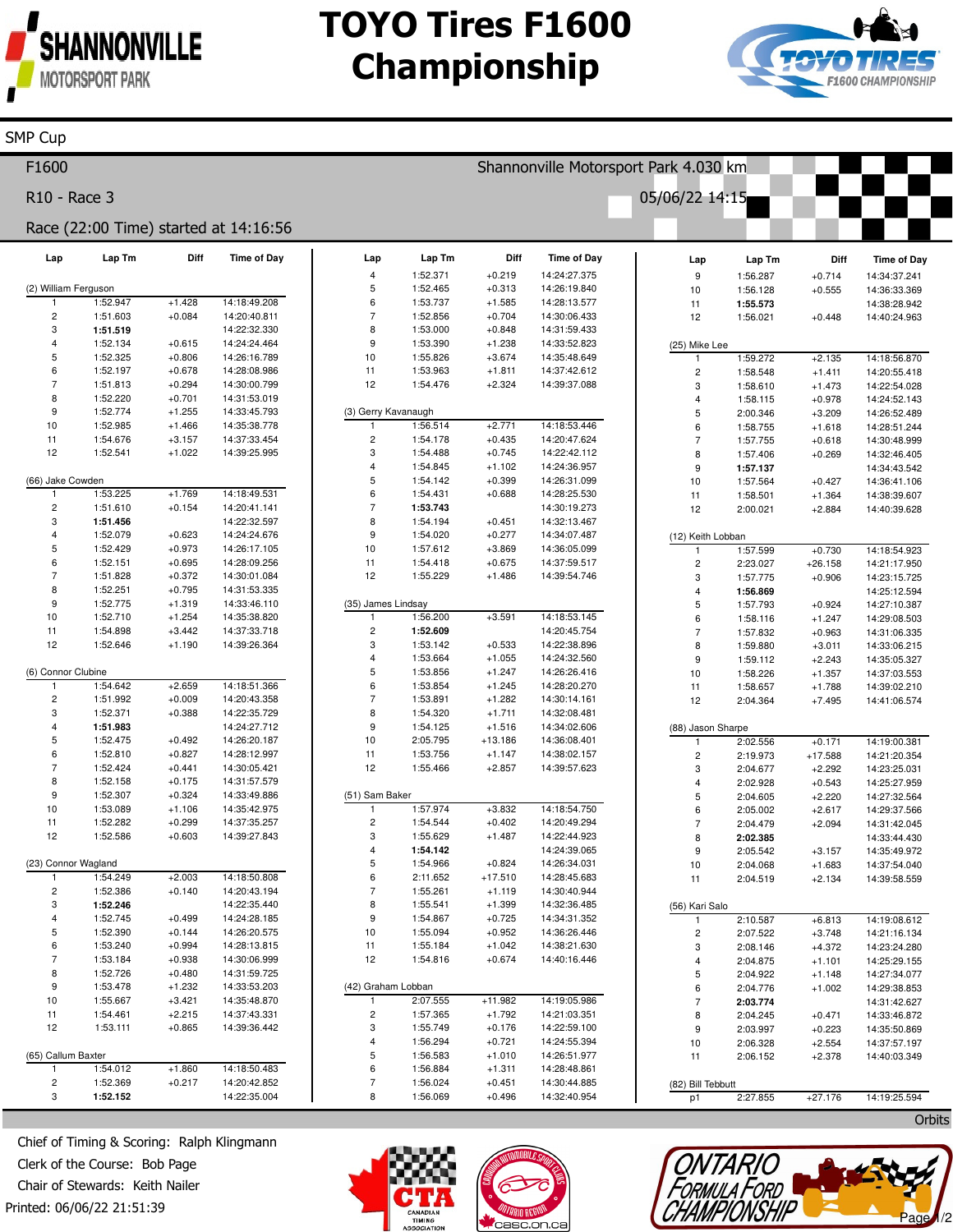# TOYO Tires F1600 Championship

SMP Cup

F1600 — Shannonville Motorsport Park 4.030 km

R10 - Race 3 — 05/06/22 14:15

Race (22:00 Time) started at 14:16:56

**(2) William Ferguson**

| Lap | Lap Tm | Diff | Time of Day |
|---|---|---|---|
| 1 | 1:52.947 | +1.428 | 14:18:49.208 |
| 2 | 1:51.603 | +0.084 | 14:20:40.811 |
| 3 | **1:51.519** | | 14:22:32.330 |
| 4 | 1:52.134 | +0.615 | 14:24:24.464 |
| 5 | 1:52.325 | +0.806 | 14:26:16.789 |
| 6 | 1:52.197 | +0.678 | 14:28:08.986 |
| 7 | 1:51.813 | +0.294 | 14:30:00.799 |
| 8 | 1:52.220 | +0.701 | 14:31:53.019 |
| 9 | 1:52.774 | +1.255 | 14:33:45.793 |
| 10 | 1:52.985 | +1.466 | 14:35:38.778 |
| 11 | 1:54.676 | +3.157 | 14:37:33.454 |
| 12 | 1:52.541 | +1.022 | 14:39:25.995 |

**(66) Jake Cowden**

| Lap | Lap Tm | Diff | Time of Day |
|---|---|---|---|
| 1 | 1:53.225 | +1.769 | 14:18:49.531 |
| 2 | 1:51.610 | +0.154 | 14:20:41.141 |
| 3 | **1:51.456** | | 14:22:32.597 |
| 4 | 1:52.079 | +0.623 | 14:24:24.676 |
| 5 | 1:52.429 | +0.973 | 14:26:17.105 |
| 6 | 1:52.151 | +0.695 | 14:28:09.256 |
| 7 | 1:51.828 | +0.372 | 14:30:01.084 |
| 8 | 1:52.251 | +0.795 | 14:31:53.335 |
| 9 | 1:52.775 | +1.319 | 14:33:46.110 |
| 10 | 1:52.710 | +1.254 | 14:35:38.820 |
| 11 | 1:54.898 | +3.442 | 14:37:33.718 |
| 12 | 1:52.646 | +1.190 | 14:39:26.364 |

**(6) Connor Clubine**

| Lap | Lap Tm | Diff | Time of Day |
|---|---|---|---|
| 1 | 1:54.642 | +2.659 | 14:18:51.366 |
| 2 | 1:51.992 | +0.009 | 14:20:43.358 |
| 3 | 1:52.371 | +0.388 | 14:22:35.729 |
| 4 | **1:51.983** | | 14:24:27.712 |
| 5 | 1:52.475 | +0.492 | 14:26:20.187 |
| 6 | 1:52.810 | +0.827 | 14:28:12.997 |
| 7 | 1:52.424 | +0.441 | 14:30:05.421 |
| 8 | 1:52.158 | +0.175 | 14:31:57.579 |
| 9 | 1:52.307 | +0.324 | 14:33:49.886 |
| 10 | 1:53.089 | +1.106 | 14:35:42.975 |
| 11 | 1:52.282 | +0.299 | 14:37:35.257 |
| 12 | 1:52.586 | +0.603 | 14:39:27.843 |

**(23) Connor Wagland**

| Lap | Lap Tm | Diff | Time of Day |
|---|---|---|---|
| 1 | 1:54.249 | +2.003 | 14:18:50.808 |
| 2 | 1:52.386 | +0.140 | 14:20:43.194 |
| 3 | **1:52.246** | | 14:22:35.440 |
| 4 | 1:52.745 | +0.499 | 14:24:28.185 |
| 5 | 1:52.390 | +0.144 | 14:26:20.575 |
| 6 | 1:53.240 | +0.994 | 14:28:13.815 |
| 7 | 1:53.184 | +0.938 | 14:30:06.999 |
| 8 | 1:52.726 | +0.480 | 14:31:59.725 |
| 9 | 1:53.478 | +1.232 | 14:33:53.203 |
| 10 | 1:55.667 | +3.421 | 14:35:48.870 |
| 11 | 1:54.461 | +2.215 | 14:37:43.331 |
| 12 | 1:53.111 | +0.865 | 14:39:36.442 |

**(65) Callum Baxter**

| Lap | Lap Tm | Diff | Time of Day |
|---|---|---|---|
| 1 | 1:54.012 | +1.860 | 14:18:50.483 |
| 2 | 1:52.369 | +0.217 | 14:20:42.852 |
| 3 | **1:52.152** | | 14:22:35.004 |
| 4 | 1:52.371 | +0.219 | 14:24:27.375 |
| 5 | 1:52.465 | +0.313 | 14:26:19.840 |
| 6 | 1:53.737 | +1.585 | 14:28:13.577 |
| 7 | 1:52.856 | +0.704 | 14:30:06.433 |
| 8 | 1:53.000 | +0.848 | 14:31:59.433 |
| 9 | 1:53.390 | +1.238 | 14:33:52.823 |
| 10 | 1:55.826 | +3.674 | 14:35:48.649 |
| 11 | 1:53.963 | +1.811 | 14:37:42.612 |
| 12 | 1:54.476 | +2.324 | 14:39:37.088 |

**(3) Gerry Kavanaugh**

| Lap | Lap Tm | Diff | Time of Day |
|---|---|---|---|
| 1 | 1:56.514 | +2.771 | 14:18:53.446 |
| 2 | 1:54.178 | +0.435 | 14:20:47.624 |
| 3 | 1:54.488 | +0.745 | 14:22:42.112 |
| 4 | 1:54.845 | +1.102 | 14:24:36.957 |
| 5 | 1:54.142 | +0.399 | 14:26:31.099 |
| 6 | 1:54.431 | +0.688 | 14:28:25.530 |
| 7 | **1:53.743** | | 14:30:19.273 |
| 8 | 1:54.194 | +0.451 | 14:32:13.467 |
| 9 | 1:54.020 | +0.277 | 14:34:07.487 |
| 10 | 1:57.612 | +3.869 | 14:36:05.099 |
| 11 | 1:54.418 | +0.675 | 14:37:59.517 |
| 12 | 1:55.229 | +1.486 | 14:39:54.746 |

**(35) James Lindsay**

| Lap | Lap Tm | Diff | Time of Day |
|---|---|---|---|
| 1 | 1:56.200 | +3.591 | 14:18:53.145 |
| 2 | **1:52.609** | | 14:20:45.754 |
| 3 | 1:53.142 | +0.533 | 14:22:38.896 |
| 4 | 1:53.664 | +1.055 | 14:24:32.560 |
| 5 | 1:53.856 | +1.247 | 14:26:26.416 |
| 6 | 1:53.854 | +1.245 | 14:28:20.270 |
| 7 | 1:53.891 | +1.282 | 14:30:14.161 |
| 8 | 1:54.320 | +1.711 | 14:32:08.481 |
| 9 | 1:54.125 | +1.516 | 14:34:02.606 |
| 10 | 2:05.795 | +13.186 | 14:36:08.401 |
| 11 | 1:53.756 | +1.147 | 14:38:02.157 |
| 12 | 1:55.466 | +2.857 | 14:39:57.623 |

**(51) Sam Baker**

| Lap | Lap Tm | Diff | Time of Day |
|---|---|---|---|
| 1 | 1:57.974 | +3.832 | 14:18:54.750 |
| 2 | 1:54.544 | +0.402 | 14:20:49.294 |
| 3 | 1:55.629 | +1.487 | 14:22:44.923 |
| 4 | **1:54.142** | | 14:24:39.065 |
| 5 | 1:54.966 | +0.824 | 14:26:34.031 |
| 6 | 2:11.652 | +17.510 | 14:28:45.683 |
| 7 | 1:55.261 | +1.119 | 14:30:40.944 |
| 8 | 1:55.541 | +1.399 | 14:32:36.485 |
| 9 | 1:54.867 | +0.725 | 14:34:31.352 |
| 10 | 1:55.094 | +0.952 | 14:36:26.446 |
| 11 | 1:55.184 | +1.042 | 14:38:21.630 |
| 12 | 1:54.816 | +0.674 | 14:40:16.446 |

**(42) Graham Lobban**

| Lap | Lap Tm | Diff | Time of Day |
|---|---|---|---|
| 1 | 2:07.555 | +11.982 | 14:19:05.986 |
| 2 | 1:57.365 | +1.792 | 14:21:03.351 |
| 3 | 1:55.749 | +0.176 | 14:22:59.100 |
| 4 | 1:56.294 | +0.721 | 14:24:55.394 |
| 5 | 1:56.583 | +1.010 | 14:26:51.977 |
| 6 | 1:56.884 | +1.311 | 14:28:48.861 |
| 7 | 1:56.024 | +0.451 | 14:30:44.885 |
| 8 | 1:56.069 | +0.496 | 14:32:40.954 |
| 9 | 1:56.287 | +0.714 | 14:34:37.241 |
| 10 | 1:56.128 | +0.555 | 14:36:33.369 |
| 11 | **1:55.573** | | 14:38:28.942 |
| 12 | 1:56.021 | +0.448 | 14:40:24.963 |

**(25) Mike Lee**

| Lap | Lap Tm | Diff | Time of Day |
|---|---|---|---|
| 1 | 1:59.272 | +2.135 | 14:18:56.870 |
| 2 | 1:58.548 | +1.411 | 14:20:55.418 |
| 3 | 1:58.610 | +1.473 | 14:22:54.028 |
| 4 | 1:58.115 | +0.978 | 14:24:52.143 |
| 5 | 2:00.346 | +3.209 | 14:26:52.489 |
| 6 | 1:58.755 | +1.618 | 14:28:51.244 |
| 7 | 1:57.755 | +0.618 | 14:30:48.999 |
| 8 | 1:57.406 | +0.269 | 14:32:46.405 |
| 9 | **1:57.137** | | 14:34:43.542 |
| 10 | 1:57.564 | +0.427 | 14:36:41.106 |
| 11 | 1:58.501 | +1.364 | 14:38:39.607 |
| 12 | 2:00.021 | +2.884 | 14:40:39.628 |

**(12) Keith Lobban**

| Lap | Lap Tm | Diff | Time of Day |
|---|---|---|---|
| 1 | 1:57.599 | +0.730 | 14:18:54.923 |
| 2 | 2:23.027 | +26.158 | 14:21:17.950 |
| 3 | 1:57.775 | +0.906 | 14:23:15.725 |
| 4 | **1:56.869** | | 14:25:12.594 |
| 5 | 1:57.793 | +0.924 | 14:27:10.387 |
| 6 | 1:58.116 | +1.247 | 14:29:08.503 |
| 7 | 1:57.832 | +0.963 | 14:31:06.335 |
| 8 | 1:59.880 | +3.011 | 14:33:06.215 |
| 9 | 1:59.112 | +2.243 | 14:35:05.327 |
| 10 | 1:58.226 | +1.357 | 14:37:03.553 |
| 11 | 1:58.657 | +1.788 | 14:39:02.210 |
| 12 | 2:04.364 | +7.495 | 14:41:06.574 |

**(88) Jason Sharpe**

| Lap | Lap Tm | Diff | Time of Day |
|---|---|---|---|
| 1 | 2:02.556 | +0.171 | 14:19:00.381 |
| 2 | 2:19.973 | +17.588 | 14:21:20.354 |
| 3 | 2:04.677 | +2.292 | 14:23:25.031 |
| 4 | 2:02.928 | +0.543 | 14:25:27.959 |
| 5 | 2:04.605 | +2.220 | 14:27:32.564 |
| 6 | 2:05.002 | +2.617 | 14:29:37.566 |
| 7 | 2:04.479 | +2.094 | 14:31:42.045 |
| 8 | **2:02.385** | | 14:33:44.430 |
| 9 | 2:05.542 | +3.157 | 14:35:49.972 |
| 10 | 2:04.068 | +1.683 | 14:37:54.040 |
| 11 | 2:04.519 | +2.134 | 14:39:58.559 |

**(56) Kari Salo**

| Lap | Lap Tm | Diff | Time of Day |
|---|---|---|---|
| 1 | 2:10.587 | +6.813 | 14:19:08.612 |
| 2 | 2:07.522 | +3.748 | 14:21:16.134 |
| 3 | 2:08.146 | +4.372 | 14:23:24.280 |
| 4 | 2:04.875 | +1.101 | 14:25:29.155 |
| 5 | 2:04.922 | +1.148 | 14:27:34.077 |
| 6 | 2:04.776 | +1.002 | 14:29:38.853 |
| 7 | **2:03.774** | | 14:31:42.627 |
| 8 | 2:04.245 | +0.471 | 14:33:46.872 |
| 9 | 2:03.997 | +0.223 | 14:35:50.869 |
| 10 | 2:06.328 | +2.554 | 14:37:57.197 |
| 11 | 2:06.152 | +2.378 | 14:40:03.349 |

**(82) Bill Tebbutt**

| Lap | Lap Tm | Diff | Time of Day |
|---|---|---|---|
| p1 | 2:27.855 | +27.176 | 14:19:25.594 |

Orbits

Chief of Timing & Scoring: Ralph Klingmann
Clerk of the Course: Bob Page
Chair of Stewards: Keith Nailer
Printed: 06/06/22 21:51:39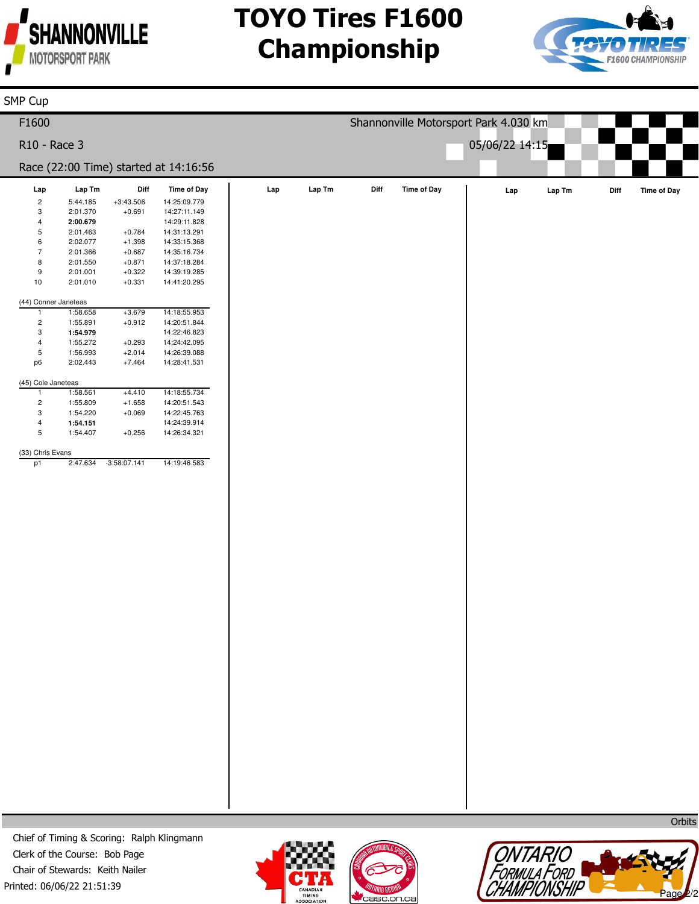# TOYO Tires F1600 Championship

SMP Cup

F1600

Shannonville Motorsport Park 4.030 km

R10 - Race 3

05/06/22 14:15

Race (22:00 Time) started at 14:16:56

| Lap | Lap Tm | Diff | Time of Day |
|---|---|---|---|
| 2 | 5:44.185 | +3:43.506 | 14:25:09.779 |
| 3 | 2:01.370 | +0.691 | 14:27:11.149 |
| 4 | **2:00.679** | | 14:29:11.828 |
| 5 | 2:01.463 | +0.784 | 14:31:13.291 |
| 6 | 2:02.077 | +1.398 | 14:33:15.368 |
| 7 | 2:01.366 | +0.687 | 14:35:16.734 |
| 8 | 2:01.550 | +0.871 | 14:37:18.284 |
| 9 | 2:01.001 | +0.322 | 14:39:19.285 |
| 10 | 2:01.010 | +0.331 | 14:41:20.295 |

(44) Conner Janeteas

| Lap | Lap Tm | Diff | Time of Day |
|---|---|---|---|
| 1 | 1:58.658 | +3.679 | 14:18:55.953 |
| 2 | 1:55.891 | +0.912 | 14:20:51.844 |
| 3 | **1:54.979** | | 14:22:46.823 |
| 4 | 1:55.272 | +0.293 | 14:24:42.095 |
| 5 | 1:56.993 | +2.014 | 14:26:39.088 |
| p6 | 2:02.443 | +7.464 | 14:28:41.531 |

(45) Cole Janeteas

| Lap | Lap Tm | Diff | Time of Day |
|---|---|---|---|
| 1 | 1:58.561 | +4.410 | 14:18:55.734 |
| 2 | 1:55.809 | +1.658 | 14:20:51.543 |
| 3 | 1:54.220 | +0.069 | 14:22:45.763 |
| 4 | **1:54.151** | | 14:24:39.914 |
| 5 | 1:54.407 | +0.256 | 14:26:34.321 |

(33) Chris Evans

| Lap | Lap Tm | Diff | Time of Day |
|---|---|---|---|
| p1 | 2:47.634 | -3:58:07.141 | 14:19:46.583 |

Orbits

Chief of Timing & Scoring: Ralph Klingmann
Clerk of the Course: Bob Page
Chair of Stewards: Keith Nailer
Printed: 06/06/22 21:51:39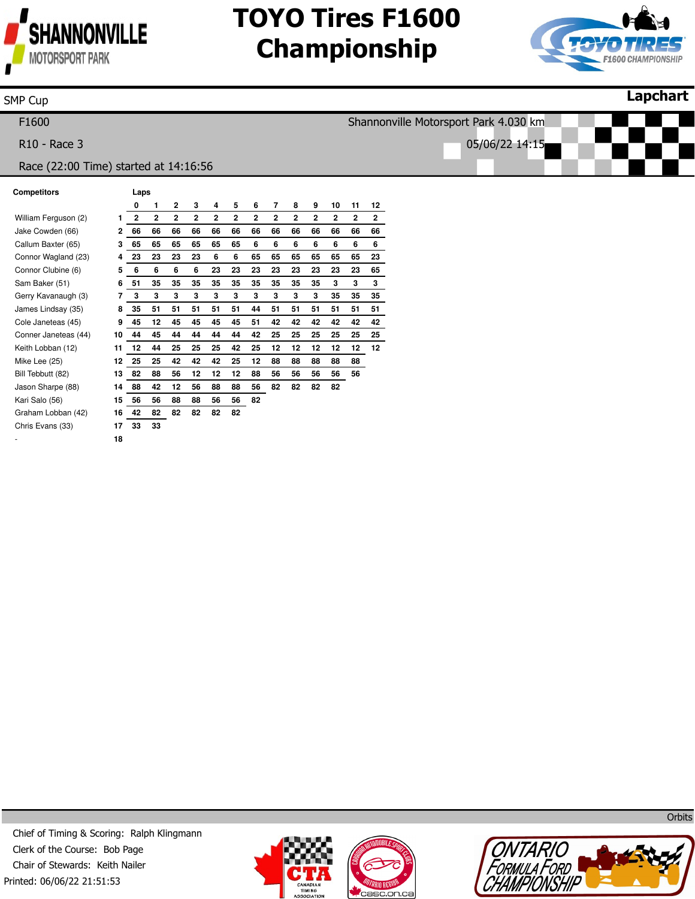# TOYO Tires F1600 Championship

SMP Cup

**Lapchart**

F1600

Shannonville Motorsport Park 4.030 km

R10 - Race 3

05/06/22 14:15

Race (22:00 Time) started at 14:16:56

| Competitors | | Laps 0 | 1 | 2 | 3 | 4 | 5 | 6 | 7 | 8 | 9 | 10 | 11 | 12 |
|---|---|---|---|---|---|---|---|---|---|---|---|---|---|---|
| William Ferguson (2) | 1 | 2 | 2 | 2 | 2 | 2 | 2 | 2 | 2 | 2 | 2 | 2 | 2 | 2 |
| Jake Cowden (66) | 2 | 66 | 66 | 66 | 66 | 66 | 66 | 66 | 66 | 66 | 66 | 66 | 66 | 66 |
| Callum Baxter (65) | 3 | 65 | 65 | 65 | 65 | 65 | 65 | 6 | 6 | 6 | 6 | 6 | 6 | 6 |
| Connor Wagland (23) | 4 | 23 | 23 | 23 | 23 | 6 | 6 | 65 | 65 | 65 | 65 | 65 | 65 | 23 |
| Connor Clubine (6) | 5 | 6 | 6 | 6 | 6 | 23 | 23 | 23 | 23 | 23 | 23 | 23 | 23 | 65 |
| Sam Baker (51) | 6 | 51 | 35 | 35 | 35 | 35 | 35 | 35 | 35 | 35 | 35 | 3 | 3 | 3 |
| Gerry Kavanaugh (3) | 7 | 3 | 3 | 3 | 3 | 3 | 3 | 3 | 3 | 3 | 3 | 35 | 35 | 35 |
| James Lindsay (35) | 8 | 35 | 51 | 51 | 51 | 51 | 51 | 44 | 51 | 51 | 51 | 51 | 51 | 51 |
| Cole Janeteas (45) | 9 | 45 | 12 | 45 | 45 | 45 | 45 | 51 | 42 | 42 | 42 | 42 | 42 | 42 |
| Conner Janeteas (44) | 10 | 44 | 45 | 44 | 44 | 44 | 44 | 42 | 25 | 25 | 25 | 25 | 25 | 25 |
| Keith Lobban (12) | 11 | 12 | 44 | 25 | 25 | 25 | 42 | 25 | 12 | 12 | 12 | 12 | 12 | 12 |
| Mike Lee (25) | 12 | 25 | 25 | 42 | 42 | 42 | 25 | 12 | 88 | 88 | 88 | 88 | 88 | |
| Bill Tebbutt (82) | 13 | 82 | 88 | 56 | 12 | 12 | 12 | 88 | 56 | 56 | 56 | 56 | 56 | |
| Jason Sharpe (88) | 14 | 88 | 42 | 12 | 56 | 88 | 88 | 56 | 82 | 82 | 82 | 82 | | |
| Kari Salo (56) | 15 | 56 | 56 | 88 | 88 | 56 | 56 | 82 | | | | | | |
| Graham Lobban (42) | 16 | 42 | 82 | 82 | 82 | 82 | 82 | | | | | | | |
| Chris Evans (33) | 17 | 33 | 33 | | | | | | | | | | | |
| - | 18 | | | | | | | | | | | | | |

Orbits

Chief of Timing & Scoring: Ralph Klingmann
Clerk of the Course: Bob Page
Chair of Stewards: Keith Nailer
Printed: 06/06/22 21:51:53